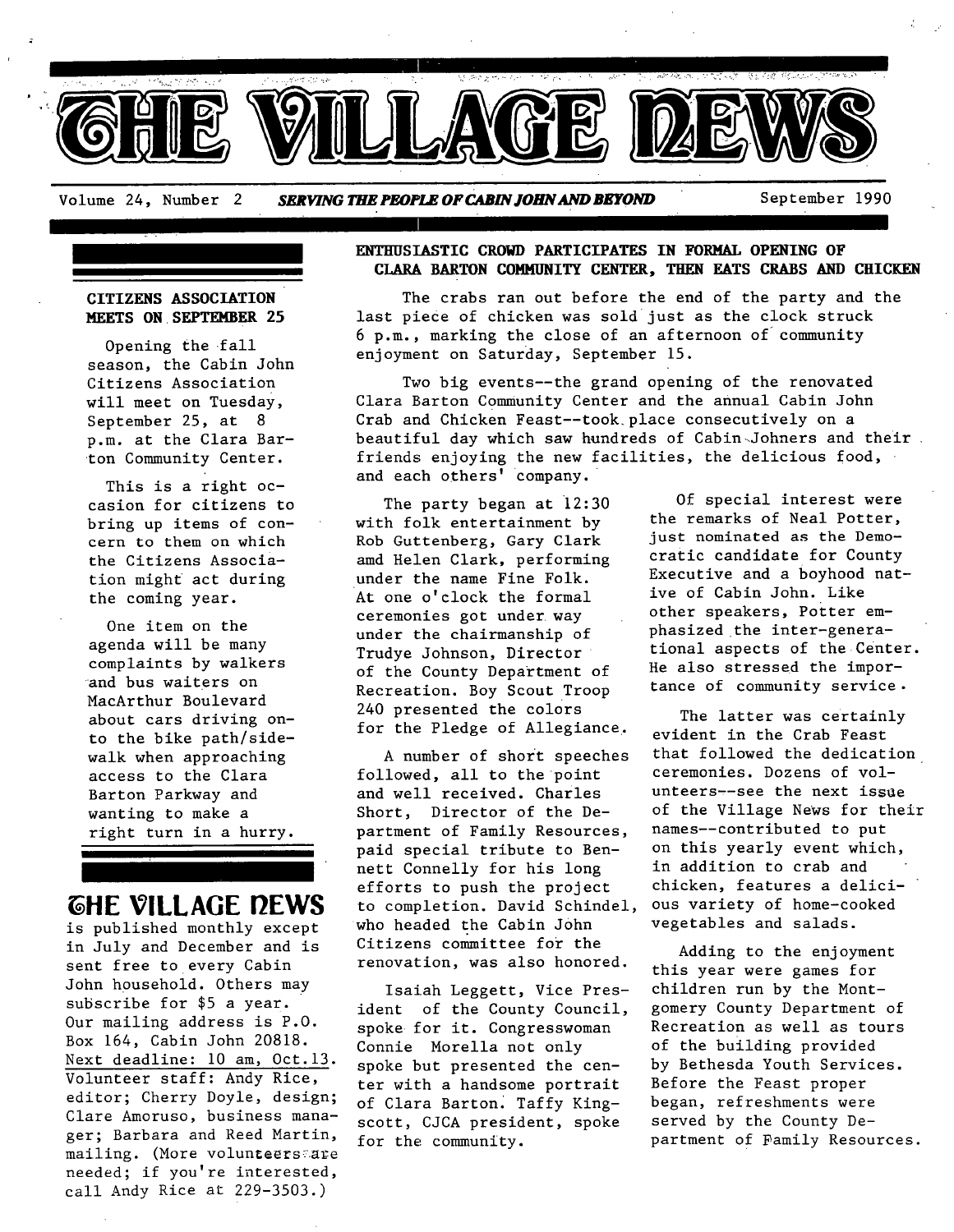# THE VILLAGE NEWS

Volume 24, Number 2 — *SERVING THE PEOPLE OF CABIN JOHN AND BEYOND* — September 1990

## ENTHUSIASTIC CROWD PARTICIPATES IN FORMAL OPENING OF CLARA BARTON COMMUNITY CENTER, THEN EATS CRABS AND CHICKEN

The crabs ran out before the end of the party and the last piece of chicken was sold just as the clock struck 6 p.m., marking the close of an afternoon of community enjoyment on Saturday, September 15.

Two big events--the grand opening of the renovated Clara Barton Community Center and the annual Cabin John Crab and Chicken Feast--took place consecutively on a beautiful day which saw hundreds of Cabin Johners and their friends enjoying the new facilities, the delicious food, and each others' company.

The party began at 12:30 with folk entertainment by Rob Guttenberg, Gary Clark amd Helen Clark, performing under the name Fine Folk. At one o'clock the formal ceremonies got under way under the chairmanship of Trudye Johnson, Director of the County Department of Recreation. Boy Scout Troop 240 presented the colors for the Pledge of Allegiance.

A number of short speeches followed, all to the point and well received. Charles Short, Director of the Department of Family Resources, paid special tribute to Bennett Connelly for his long efforts to push the project to completion. David Schindel, who headed the Cabin John Citizens committee for the renovation, was also honored.

Isaiah Leggett, Vice President of the County Council, spoke for it. Congresswoman Connie Morella not only spoke but presented the center with a handsome portrait of Clara Barton. Taffy Kingscott, CJCA president, spoke for the community.

Of special interest were the remarks of Neal Potter, just nominated as the Democratic candidate for County Executive and a boyhood native of Cabin John. Like other speakers, Potter emphasized the inter-generational aspects of the Center. He also stressed the importance of community service.

The latter was certainly evident in the Crab Feast that followed the dedication ceremonies. Dozens of volunteers--see the next issue of the Village News for their names--contributed to put on this yearly event which, in addition to crab and chicken, features a delicious variety of home-cooked vegetables and salads.

Adding to the enjoyment this year were games for children run by the Montgomery County Department of Recreation as well as tours of the building provided by Bethesda Youth Services. Before the Feast proper began, refreshments were served by the County Department of Family Resources.

## CITIZENS ASSOCIATION MEETS ON SEPTEMBER 25

Opening the fall season, the Cabin John Citizens Association will meet on Tuesday, September 25, at 8 p.m. at the Clara Barton Community Center.

This is a right occasion for citizens to bring up items of concern to them on which the Citizens Association might act during the coming year.

One item on the agenda will be many complaints by walkers and bus waiters on MacArthur Boulevard about cars driving onto the bike path/sidewalk when approaching access to the Clara Barton Parkway and wanting to make a right turn in a hurry.

## THE VILLAGE NEWS

is published monthly except in July and December and is sent free to every Cabin John household. Others may subscribe for $5 a year. Our mailing address is P.O. Box 164, Cabin John 20818. Next deadline: 10 am, Oct.13. Volunteer staff: Andy Rice, editor; Cherry Doyle, design; Clare Amoruso, business manager; Barbara and Reed Martin, mailing. (More volunteers are needed; if you're interested, call Andy Rice at 229-3503.)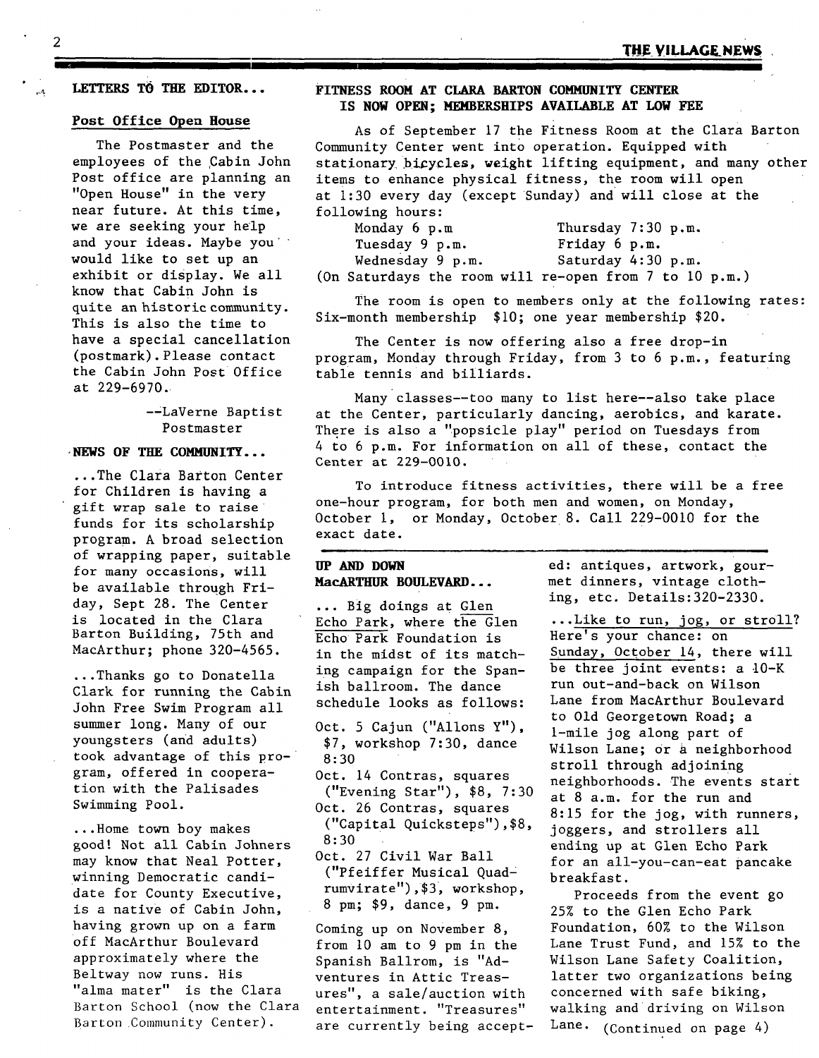## LETTERS TO THE EDITOR...

### Post Office Open House

The Postmaster and the employees of the Cabin John Post office are planning an "Open House" in the very near future. At this time, we are seeking your help and your ideas. Maybe you would like to set up an exhibit or display. We all know that Cabin John is quite an historic community. This is also the time to have a special cancellation (postmark). Please contact the Cabin John Post Office at 229-6970.

--LaVerne Baptist
Postmaster

## NEWS OF THE COMMUNITY...

...The Clara Barton Center for Children is having a gift wrap sale to raise funds for its scholarship program. A broad selection of wrapping paper, suitable for many occasions, will be available through Friday, Sept 28. The Center is located in the Clara Barton Building, 75th and MacArthur; phone 320-4565.

...Thanks go to Donatella Clark for running the Cabin John Free Swim Program all summer long. Many of our youngsters (and adults) took advantage of this program, offered in cooperation with the Palisades Swimming Pool.

...Home town boy makes good! Not all Cabin Johners may know that Neal Potter, winning Democratic candidate for County Executive, is a native of Cabin John, having grown up on a farm off MacArthur Boulevard approximately where the Beltway now runs. His "alma mater" is the Clara Barton School (now the Clara Barton Community Center).

## FITNESS ROOM AT CLARA BARTON COMMUNITY CENTER IS NOW OPEN; MEMBERSHIPS AVAILABLE AT LOW FEE

As of September 17 the Fitness Room at the Clara Barton Community Center went into operation. Equipped with stationary bicycles, weight lifting equipment, and many other items to enhance physical fitness, the room will open at 1:30 every day (except Sunday) and will close at the following hours:

| | |
|---|---|
| Monday 6 p.m | Thursday 7:30 p.m. |
| Tuesday 9 p.m. | Friday 6 p.m. |
| Wednesday 9 p.m. | Saturday 4:30 p.m. |

(On Saturdays the room will re-open from 7 to 10 p.m.)

The room is open to members only at the following rates: Six-month membership $10; one year membership $20.

The Center is now offering also a free drop-in program, Monday through Friday, from 3 to 6 p.m., featuring table tennis and billiards.

Many classes--too many to list here--also take place at the Center, particularly dancing, aerobics, and karate. There is also a "popsicle play" period on Tuesdays from 4 to 6 p.m. For information on all of these, contact the Center at 229-0010.

To introduce fitness activities, there will be a free one-hour program, for both men and women, on Monday, October 1, or Monday, October 8. Call 229-0010 for the exact date.

## UP AND DOWN MacARTHUR BOULEVARD...

... Big doings at Glen Echo Park, where the Glen Echo Park Foundation is in the midst of its matching campaign for the Spanish ballroom. The dance schedule looks as follows:

Oct. 5 Cajun ("Allons Y"), $7, workshop 7:30, dance 8:30
Oct. 14 Contras, squares ("Evening Star"), $8, 7:30
Oct. 26 Contras, squares ("Capital Quicksteps"), $8, 8:30
Oct. 27 Civil War Ball ("Pfeiffer Musical Quadrumvirate"), $3, workshop, 8 pm; $9, dance, 9 pm.

Coming up on November 8, from 10 am to 9 pm in the Spanish Ballrom, is "Adventures in Attic Treasures", a sale/auction with entertainment. "Treasures" are currently being accepted: antiques, artwork, gourmet dinners, vintage clothing, etc. Details: 320-2330.

...Like to run, jog, or stroll? Here's your chance: on Sunday, October 14, there will be three joint events: a 10-K run out-and-back on Wilson Lane from MacArthur Boulevard to Old Georgetown Road; a 1-mile jog along part of Wilson Lane; or a neighborhood stroll through adjoining neighborhoods. The events start at 8 a.m. for the run and 8:15 for the jog, with runners, joggers, and strollers all ending up at Glen Echo Park for an all-you-can-eat pancake breakfast.

Proceeds from the event go 25% to the Glen Echo Park Foundation, 60% to the Wilson Lane Trust Fund, and 15% to the Wilson Lane Safety Coalition, latter two organizations being concerned with safe biking, walking and driving on Wilson Lane. (Continued on page 4)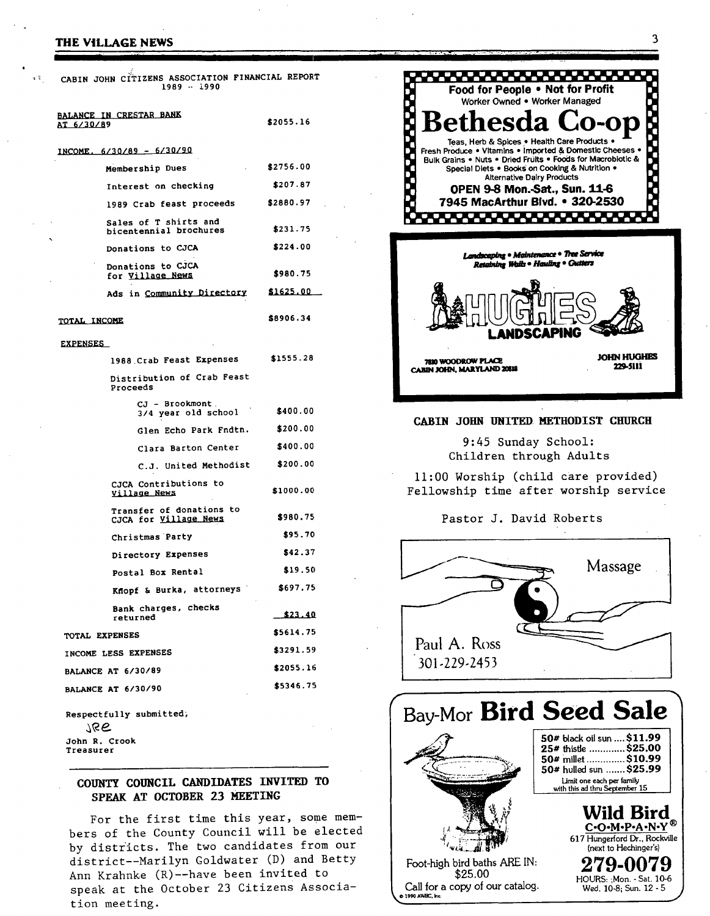## CABIN JOHN CITIZENS ASSOCIATION FINANCIAL REPORT 1989 - 1990

| | |
|---|---|
| BALANCE IN CRESTAR BANK AT 6/30/89 | $2055.16 |
| **INCOME, 6/30/89 - 6/30/90** | |
| Membership Dues | $2756.00 |
| Interest on checking | $207.87 |
| 1989 Crab feast proceeds | $2880.97 |
| Sales of T shirts and bicentennial brochures | $231.75 |
| Donations to CJCA | $224.00 |
| Donations to CJCA for Village News | $980.75 |
| Ads in Community Directory | $1625.00 |
| TOTAL INCOME | $8906.34 |
| **EXPENSES** | |
| 1988 Crab Feast Expenses | $1555.28 |
| Distribution of Crab Feast Proceeds | |
| CJ - Brookmont 3/4 year old school | $400.00 |
| Glen Echo Park Fndtn. | $200.00 |
| Clara Barton Center | $400.00 |
| C.J. United Methodist | $200.00 |
| CJCA Contributions to Village News | $1000.00 |
| Transfer of donations to CJCA for Village News | $980.75 |
| Christmas Party | $95.70 |
| Directory Expenses | $42.37 |
| Postal Box Rental | $19.50 |
| Knopf & Burka, attorneys | $697.75 |
| Bank charges, checks returned | $23.40 |
| TOTAL EXPENSES | $5614.75 |
| INCOME LESS EXPENSES | $3291.59 |
| BALANCE AT 6/30/89 | $2055.16 |
| BALANCE AT 6/30/90 | $5346.75 |

Respectfully submitted,

JRC

John R. Crook
Treasurer

## COUNTY COUNCIL CANDIDATES INVITED TO SPEAK AT OCTOBER 23 MEETING

For the first time this year, some members of the County Council will be elected by districts. The two candidates from our district--Marilyn Goldwater (D) and Betty Ann Krahnke (R)--have been invited to speak at the October 23 Citizens Association meeting.

---

**Food for People • Not for Profit**
Worker Owned • Worker Managed

# Bethesda Co-op

Teas, Herb & Spices • Health Care Products • Fresh Produce • Vitamins • Imported & Domestic Cheeses • Bulk Grains • Nuts • Dried Fruits • Foods for Macrobiotic & Special Diets • Books on Cooking & Nutrition • Alternative Dairy Products

**OPEN 9-8 Mon.-Sat., Sun. 11-6**
**7945 MacArthur Blvd. • 320-2530**

---

*Landscaping • Maintenance • Tree Service*
*Retaining Walls • Hauling • Gutters*

**HUGHES LANDSCAPING**

7810 WOODROW PLACE
CABIN JOHN, MARYLAND 20818

JOHN HUGHES
229-5111

---

**CABIN JOHN UNITED METHODIST CHURCH**

9:45 Sunday School:
Children through Adults

11:00 Worship (child care provided)
Fellowship time after worship service

Pastor J. David Roberts

---

Massage

Paul A. Ross
301-229-2453

---

Bay-Mor **Bird Seed Sale**

50# black oil sun .... $11.99
25# thistle ............ $25.00
50# millet ............. $10.99
50# hulled sun ....... $25.99

Limit one each per family with this ad thru September 15

Foot-high bird baths ARE IN: $25.00

Call for a copy of our catalog.

**Wild Bird C•O•M•P•A•N•Y®**
617 Hungerford Dr., Rockville
(next to Hechinger's)

**279-0079**

HOURS: Mon. - Sat. 10-6
Wed. 10-8; Sun. 12 - 5

© 1990 AWBC, Inc.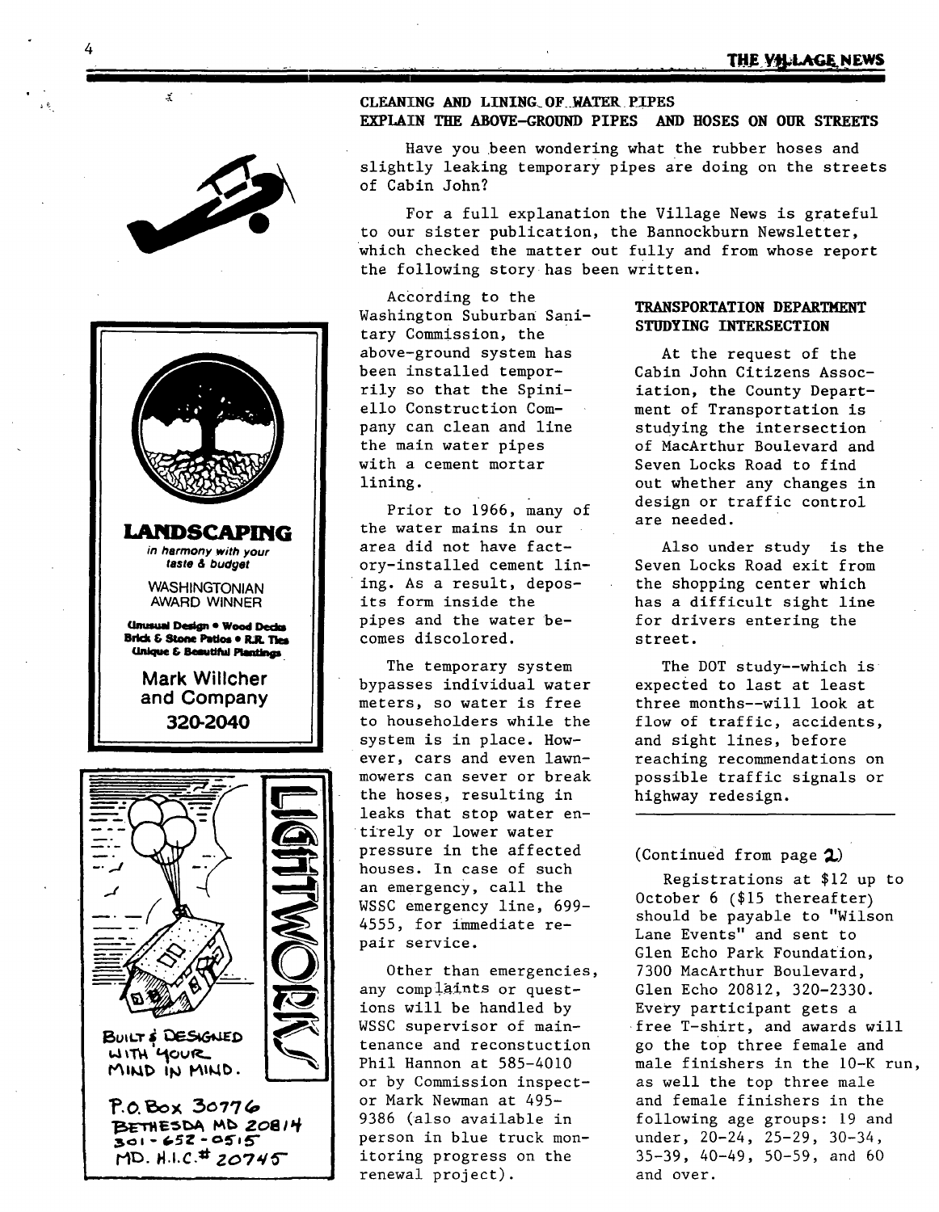## CLEANING AND LINING OF WATER PIPES EXPLAIN THE ABOVE-GROUND PIPES AND HOSES ON OUR STREETS

Have you been wondering what the rubber hoses and slightly leaking temporary pipes are doing on the streets of Cabin John?

For a full explanation the Village News is grateful to our sister publication, the Bannockburn Newsletter, which checked the matter out fully and from whose report the following story has been written.

According to the Washington Suburban Sanitary Commission, the above-ground system has been installed temporarily so that the Spiniello Construction Company can clean and line the main water pipes with a cement mortar lining.

Prior to 1966, many of the water mains in our area did not have factory-installed cement lining. As a result, deposits form inside the pipes and the water becomes discolored.

The temporary system bypasses individual water meters, so water is free to householders while the system is in place. However, cars and even lawnmowers can sever or break the hoses, resulting in leaks that stop water entirely or lower water pressure in the affected houses. In case of such an emergency, call the WSSC emergency line, 699-4555, for immediate repair service.

Other than emergencies, any complaints or questions will be handled by WSSC supervisor of maintenance and reconstruction Phil Hannon at 585-4010 or by Commission inspector Mark Newman at 495-9386 (also available in person in blue truck monitoring progress on the renewal project).

## TRANSPORTATION DEPARTMENT STUDYING INTERSECTION

At the request of the Cabin John Citizens Association, the County Department of Transportation is studying the intersection of MacArthur Boulevard and Seven Locks Road to find out whether any changes in design or traffic control are needed.

Also under study is the Seven Locks Road exit from the shopping center which has a difficult sight line for drivers entering the street.

The DOT study--which is expected to last at least three months--will look at flow of traffic, accidents, and sight lines, before reaching recommendations on possible traffic signals or highway redesign.

---

(Continued from page 2)

Registrations at $12 up to October 6 ($15 thereafter) should be payable to "Wilson Lane Events" and sent to Glen Echo Park Foundation, 7300 MacArthur Boulevard, Glen Echo 20812, 320-2330. Every participant gets a free T-shirt, and awards will go the top three female and male finishers in the 10-K run, as well the top three male and female finishers in the following age groups: 19 and under, 20-24, 25-29, 30-34, 35-39, 40-49, 50-59, and 60 and over.

---

**LANDSCAPING**

*in harmony with your taste & budget*

WASHINGTONIAN AWARD WINNER

**Unusual Design • Wood Decks**
**Brick & Stone Patios • R.R. Ties**
**Unique & Beautiful Plantings**

**Mark Willcher and Company**

**320-2040**

---

**LIGHTWORKS**

BUILT & DESIGNED WITH YOUR MIND IN MIND.

P.O. Box 30776
BETHESDA MD 20814
301-652-0515
MD. H.I.C.# 20745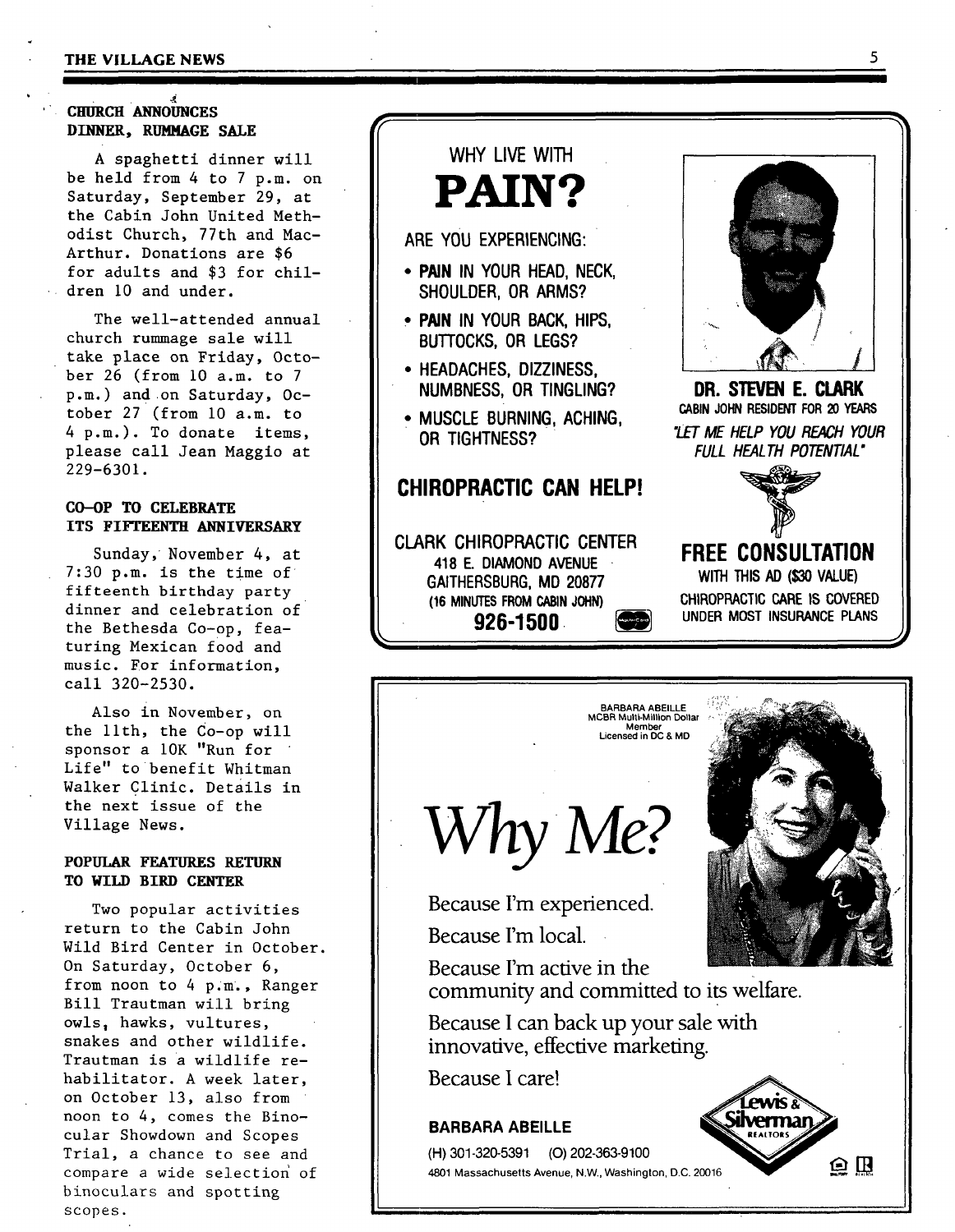### CHURCH ANNOUNCES DINNER, RUMMAGE SALE

A spaghetti dinner will be held from 4 to 7 p.m. on Saturday, September 29, at the Cabin John United Methodist Church, 77th and MacArthur. Donations are $6 for adults and $3 for children 10 and under.

The well-attended annual church rummage sale will take place on Friday, October 26 (from 10 a.m. to 7 p.m.) and on Saturday, October 27 (from 10 a.m. to 4 p.m.). To donate items, please call Jean Maggio at 229-6301.

### CO-OP TO CELEBRATE ITS FIFTEENTH ANNIVERSARY

Sunday, November 4, at 7:30 p.m. is the time of fifteenth birthday party dinner and celebration of the Bethesda Co-op, featuring Mexican food and music. For information, call 320-2530.

Also in November, on the 11th, the Co-op will sponsor a 10K "Run for Life" to benefit Whitman Walker Clinic. Details in the next issue of the Village News.

### POPULAR FEATURES RETURN TO WILD BIRD CENTER

Two popular activities return to the Cabin John Wild Bird Center in October. On Saturday, October 6, from noon to 4 p.m., Ranger Bill Trautman will bring owls, hawks, vultures, snakes and other wildlife. Trautman is a wildlife rehabilitator. A week later, on October 13, also from noon to 4, comes the Binocular Showdown and Scopes Trial, a chance to see and compare a wide selection of binoculars and spotting scopes.

---

WHY LIVE WITH

# PAIN?

ARE YOU EXPERIENCING:

- **PAIN** IN YOUR HEAD, NECK, SHOULDER, OR ARMS?
- **PAIN** IN YOUR BACK, HIPS, BUTTOCKS, OR LEGS?
- HEADACHES, DIZZINESS, NUMBNESS, OR TINGLING?
- MUSCLE BURNING, ACHING, OR TIGHTNESS?

**CHIROPRACTIC CAN HELP!**

CLARK CHIROPRACTIC CENTER
418 E. DIAMOND AVENUE
GAITHERSBURG, MD 20877
(16 MINUTES FROM CABIN JOHN)
**926-1500**

**DR. STEVEN E. CLARK**
CABIN JOHN RESIDENT FOR 20 YEARS
*"LET ME HELP YOU REACH YOUR FULL HEALTH POTENTIAL"*

**FREE CONSULTATION**
WITH THIS AD ($30 VALUE)
CHIROPRACTIC CARE IS COVERED UNDER MOST INSURANCE PLANS

---

BARBARA ABEILLE
MCBR Multi-Million Dollar Member
Licensed in DC & MD

# *Why Me?*

Because I'm experienced.

Because I'm local.

Because I'm active in the community and committed to its welfare.

Because I can back up your sale with innovative, effective marketing.

Because I care!

**BARBARA ABEILLE**

(H) 301-320-5391 (O) 202-363-9100
4801 Massachusetts Avenue, N.W., Washington, D.C. 20016

Lewis & Silverman REALTORS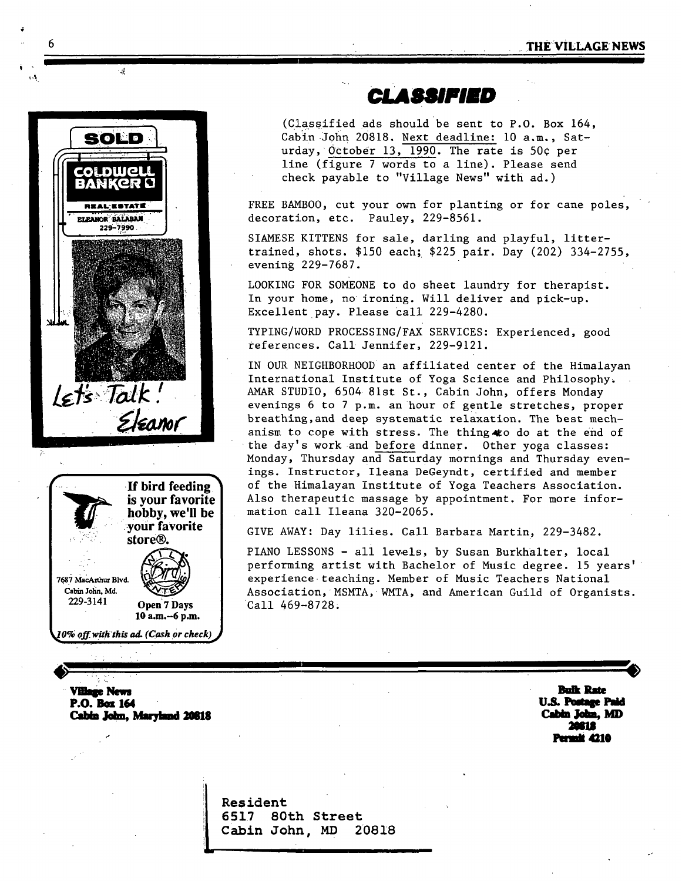SOLD

COLDWELL BANKER

REAL ESTATE

ELEANOR BALABAN
229-7990

Let's Talk!
Eleanor

If bird feeding is your favorite hobby, we'll be your favorite store®.

WILD BIRD CENTERS

7687 MacArthur Blvd.
Cabin John, Md.
229-3141

Open 7 Days
10 a.m.--6 p.m.

*10% off with this ad. (Cash or check)*

# CLASSIFIED

(Classified ads should be sent to P.O. Box 164, Cabin John 20818. Next deadline: 10 a.m., Saturday, October 13, 1990. The rate is 50¢ per line (figure 7 words to a line). Please send check payable to "Village News" with ad.)

FREE BAMBOO, cut your own for planting or for cane poles, decoration, etc. Pauley, 229-8561.

SIAMESE KITTENS for sale, darling and playful, litter-trained, shots. $150 each; $225 pair. Day (202) 334-2755, evening 229-7687.

LOOKING FOR SOMEONE to do sheet laundry for therapist. In your home, no ironing. Will deliver and pick-up. Excellent pay. Please call 229-4280.

TYPING/WORD PROCESSING/FAX SERVICES: Experienced, good references. Call Jennifer, 229-9121.

IN OUR NEIGHBORHOOD an affiliated center of the Himalayan International Institute of Yoga Science and Philosophy. AMAR STUDIO, 6504 81st St., Cabin John, offers Monday evenings 6 to 7 p.m. an hour of gentle stretches, proper breathing, and deep systematic relaxation. The best mechanism to cope with stress. The thing to do at the end of the day's work and before dinner. Other yoga classes: Monday, Thursday and Saturday mornings and Thursday evenings. Instructor, Ileana DeGeyndt, certified and member of the Himalayan Institute of Yoga Teachers Association. Also therapeutic massage by appointment. For more information call Ileana 320-2065.

GIVE AWAY: Day lilies. Call Barbara Martin, 229-3482.

PIANO LESSONS - all levels, by Susan Burkhalter, local performing artist with Bachelor of Music degree. 15 years' experience teaching. Member of Music Teachers National Association, MSMTA, WMTA, and American Guild of Organists. Call 469-8728.

**Village News**
**P.O. Box 164**
**Cabin John, Maryland 20818**

**Bulk Rate**
**U.S. Postage Paid**
**Cabin John, MD**
**20818**
**Permit 4210**

Resident
6517 80th Street
Cabin John, MD 20818